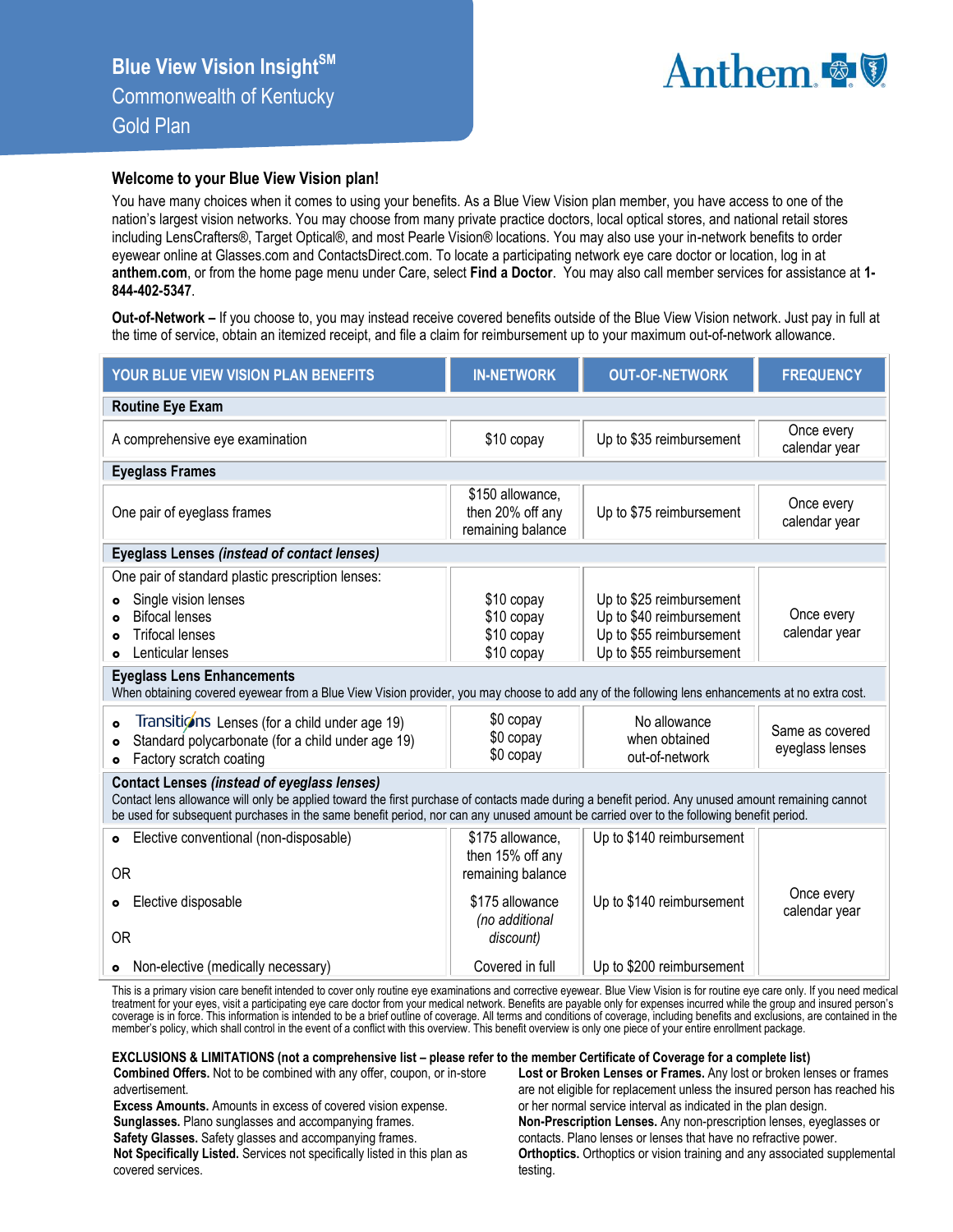# Blue View Vision Insight[SM]

## Commonwealth of Kentucky
## Gold Plan

Anthem

### Welcome to your Blue View Vision plan!

You have many choices when it comes to using your benefits. As a Blue View Vision plan member, you have access to one of the nation's largest vision networks. You may choose from many private practice doctors, local optical stores, and national retail stores including LensCrafters®, Target Optical®, and most Pearle Vision® locations. You may also use your in-network benefits to order eyewear online at Glasses.com and ContactsDirect.com. To locate a participating network eye care doctor or location, log in at **anthem.com**, or from the home page menu under Care, select **Find a Doctor**. You may also call member services for assistance at **1-844-402-5347**.

**Out-of-Network –** If you choose to, you may instead receive covered benefits outside of the Blue View Vision network. Just pay in full at the time of service, obtain an itemized receipt, and file a claim for reimbursement up to your maximum out-of-network allowance.

| YOUR BLUE VIEW VISION PLAN BENEFITS | IN-NETWORK | OUT-OF-NETWORK | FREQUENCY |
|---|---|---|---|
| **Routine Eye Exam** | | | |
| A comprehensive eye examination | $10 copay | Up to $35 reimbursement | Once every calendar year |
| **Eyeglass Frames** | | | |
| One pair of eyeglass frames | $150 allowance, then 20% off any remaining balance | Up to $75 reimbursement | Once every calendar year |
| **Eyeglass Lenses *(instead of contact lenses)*** | | | |
| One pair of standard plastic prescription lenses:<br>• Single vision lenses<br>• Bifocal lenses<br>• Trifocal lenses<br>• Lenticular lenses | <br>$10 copay<br>$10 copay<br>$10 copay<br>$10 copay | <br>Up to $25 reimbursement<br>Up to $40 reimbursement<br>Up to $55 reimbursement<br>Up to $55 reimbursement | Once every calendar year |
| **Eyeglass Lens Enhancements**<br>When obtaining covered eyewear from a Blue View Vision provider, you may choose to add any of the following lens enhancements at no extra cost. | | | |
| • Transitions Lenses (for a child under age 19)<br>• Standard polycarbonate (for a child under age 19)<br>• Factory scratch coating | $0 copay<br>$0 copay<br>$0 copay | No allowance when obtained out-of-network | Same as covered eyeglass lenses |
| **Contact Lenses *(instead of eyeglass lenses)***<br>Contact lens allowance will only be applied toward the first purchase of contacts made during a benefit period. Any unused amount remaining cannot be used for subsequent purchases in the same benefit period, nor can any unused amount be carried over to the following benefit period. | | | |
| • Elective conventional (non-disposable) | $175 allowance, then 15% off any remaining balance | Up to $140 reimbursement | Once every calendar year |
| OR | | | |
| • Elective disposable | $175 allowance *(no additional discount)* | Up to $140 reimbursement | |
| OR | | | |
| • Non-elective (medically necessary) | Covered in full | Up to $200 reimbursement | |

This is a primary vision care benefit intended to cover only routine eye examinations and corrective eyewear. Blue View Vision is for routine eye care only. If you need medical treatment for your eyes, visit a participating eye care doctor from your medical network. Benefits are payable only for expenses incurred while the group and insured person's coverage is in force. This information is intended to be a brief outline of coverage. All terms and conditions of coverage, including benefits and exclusions, are contained in the member's policy, which shall control in the event of a conflict with this overview. This benefit overview is only one piece of your entire enrollment package.

**EXCLUSIONS & LIMITATIONS (not a comprehensive list – please refer to the member Certificate of Coverage for a complete list)**

**Combined Offers.** Not to be combined with any offer, coupon, or in-store advertisement.
**Excess Amounts.** Amounts in excess of covered vision expense.
**Sunglasses.** Plano sunglasses and accompanying frames.
**Safety Glasses.** Safety glasses and accompanying frames.
**Not Specifically Listed.** Services not specifically listed in this plan as covered services.
**Lost or Broken Lenses or Frames.** Any lost or broken lenses or frames are not eligible for replacement unless the insured person has reached his or her normal service interval as indicated in the plan design.
**Non-Prescription Lenses.** Any non-prescription lenses, eyeglasses or contacts. Plano lenses or lenses that have no refractive power.
**Orthoptics.** Orthoptics or vision training and any associated supplemental testing.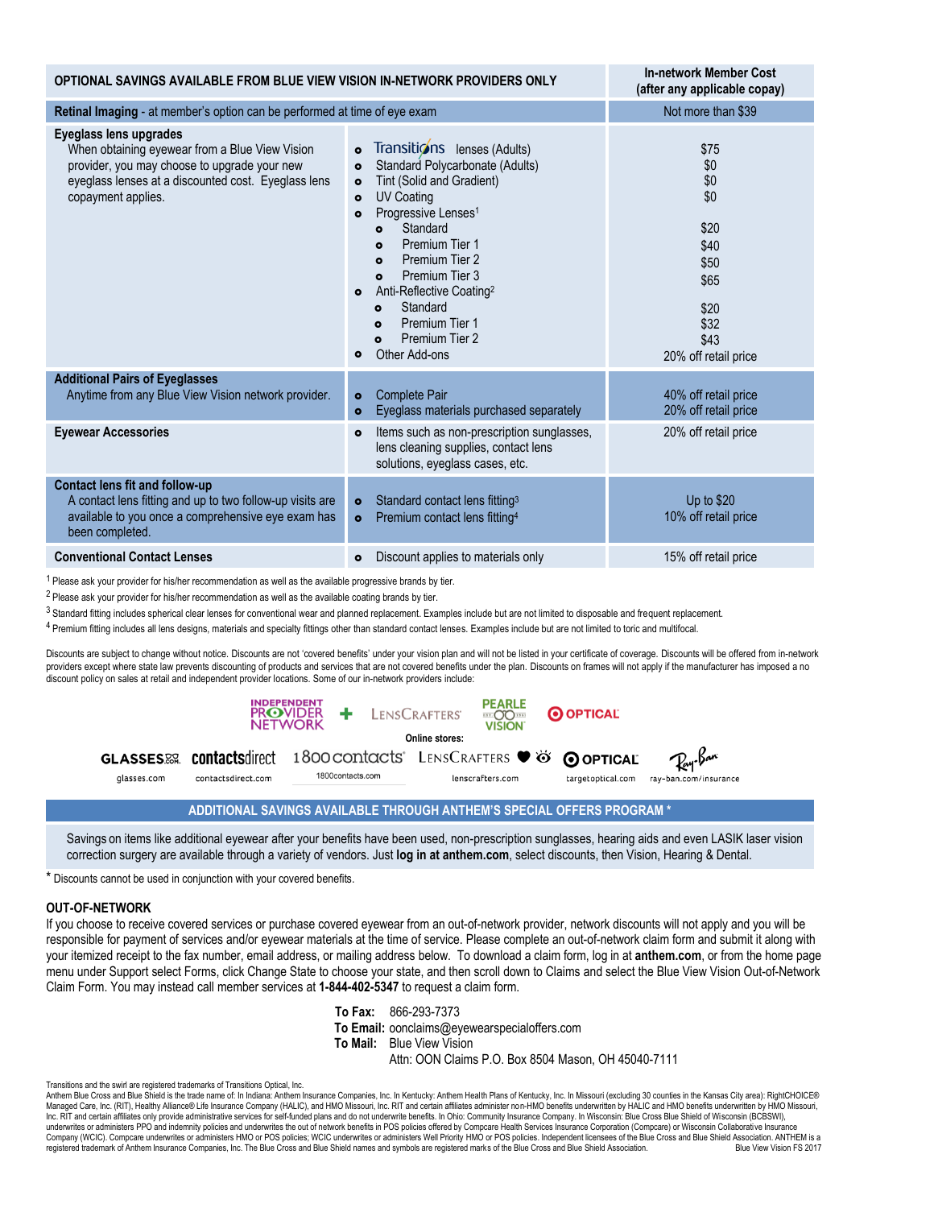| OPTIONAL SAVINGS AVAILABLE FROM BLUE VIEW VISION IN-NETWORK PROVIDERS ONLY | | In-network Member Cost (after any applicable copay) |
|---|---|---|
| **Retinal Imaging** - at member's option can be performed at time of eye exam | | Not more than $39 |
| **Eyeglass lens upgrades** When obtaining eyewear from a Blue View Vision provider, you may choose to upgrade your new eyeglass lenses at a discounted cost. Eyeglass lens copayment applies. | Transitions lenses (Adults)<br>Standard Polycarbonate (Adults)<br>Tint (Solid and Gradient)<br>UV Coating<br>Progressive Lenses[1]<br>- Standard<br>- Premium Tier 1<br>- Premium Tier 2<br>- Premium Tier 3<br>Anti-Reflective Coating[2]<br>- Standard<br>- Premium Tier 1<br>- Premium Tier 2<br>Other Add-ons | $75<br>$0<br>$0<br>$0<br><br>$20<br>$40<br>$50<br>$65<br><br>$20<br>$32<br>$43<br>20% off retail price |
| **Additional Pairs of Eyeglasses** Anytime from any Blue View Vision network provider. | Complete Pair<br>Eyeglass materials purchased separately | 40% off retail price<br>20% off retail price |
| **Eyewear Accessories** | Items such as non-prescription sunglasses, lens cleaning supplies, contact lens solutions, eyeglass cases, etc. | 20% off retail price |
| **Contact lens fit and follow-up** A contact lens fitting and up to two follow-up visits are available to you once a comprehensive eye exam has been completed. | Standard contact lens fitting[3]<br>Premium contact lens fitting[4] | Up to $20<br>10% off retail price |
| **Conventional Contact Lenses** | Discount applies to materials only | 15% off retail price |

[1] Please ask your provider for his/her recommendation as well as the available progressive brands by tier.

[2] Please ask your provider for his/her recommendation as well as the available coating brands by tier.

[3] Standard fitting includes spherical clear lenses for conventional wear and planned replacement. Examples include but are not limited to disposable and frequent replacement.

[4] Premium fitting includes all lens designs, materials and specialty fittings other than standard contact lenses. Examples include but are not limited to toric and multifocal.

Discounts are subject to change without notice. Discounts are not 'covered benefits' under your vision plan and will not be listed in your certificate of coverage. Discounts will be offered from in-network providers except where state law prevents discounting of products and services that are not covered benefits under the plan. Discounts on frames will not apply if the manufacturer has imposed a no discount policy on sales at retail and independent provider locations. Some of our in-network providers include:

Independent Provider Network + LensCrafters · Pearle Vision · Target Optical

Online stores:

glasses.com · contactsdirect.com · 1800contacts.com · lenscrafters.com · targetoptical.com · ray-ban.com/insurance

## ADDITIONAL SAVINGS AVAILABLE THROUGH ANTHEM'S SPECIAL OFFERS PROGRAM *

Savings on items like additional eyewear after your benefits have been used, non-prescription sunglasses, hearing aids and even LASIK laser vision correction surgery are available through a variety of vendors. Just **log in at anthem.com**, select discounts, then Vision, Hearing & Dental.

* Discounts cannot be used in conjunction with your covered benefits.

## OUT-OF-NETWORK

If you choose to receive covered services or purchase covered eyewear from an out-of-network provider, network discounts will not apply and you will be responsible for payment of services and/or eyewear materials at the time of service. Please complete an out-of-network claim form and submit it along with your itemized receipt to the fax number, email address, or mailing address below. To download a claim form, log in at **anthem.com**, or from the home page menu under Support select Forms, click Change State to choose your state, and then scroll down to Claims and select the Blue View Vision Out-of-Network Claim Form. You may instead call member services at **1-844-402-5347** to request a claim form.

**To Fax:** 866-293-7373
**To Email:** oonclaims@eyewearspecialoffers.com
**To Mail:** Blue View Vision
Attn: OON Claims P.O. Box 8504 Mason, OH 45040-7111

Transitions and the swirl are registered trademarks of Transitions Optical, Inc.
Anthem Blue Cross and Blue Shield is the trade name of: In Indiana: Anthem Insurance Companies, Inc. In Kentucky: Anthem Health Plans of Kentucky, Inc. In Missouri (excluding 30 counties in the Kansas City area): RightCHOICE® Managed Care, Inc. (RIT), Healthy Alliance® Life Insurance Company (HALIC), and HMO Missouri, Inc. RIT and certain affiliates administer non-HMO benefits underwritten by HALIC and HMO benefits underwritten by HMO Missouri, Inc. RIT and certain affiliates only provide administrative services for self-funded plans and do not underwrite benefits. In Ohio: Community Insurance Company. In Wisconsin: Blue Cross Blue Shield of Wisconsin (BCBSWI), underwrites or administers PPO and indemnity policies and underwrites the out of network benefits in POS policies offered by Compcare Health Services Insurance Corporation (Compcare) or Wisconsin Collaborative Insurance Company (WCIC). Compcare underwrites or administers HMO or POS policies; WCIC underwrites or administers Well Priority HMO or POS policies. Independent licensees of the Blue Cross and Blue Shield Association. ANTHEM is a registered trademark of Anthem Insurance Companies, Inc. The Blue Cross and Blue Shield names and symbols are registered marks of the Blue Cross and Blue Shield Association. Blue View Vision FS 2017